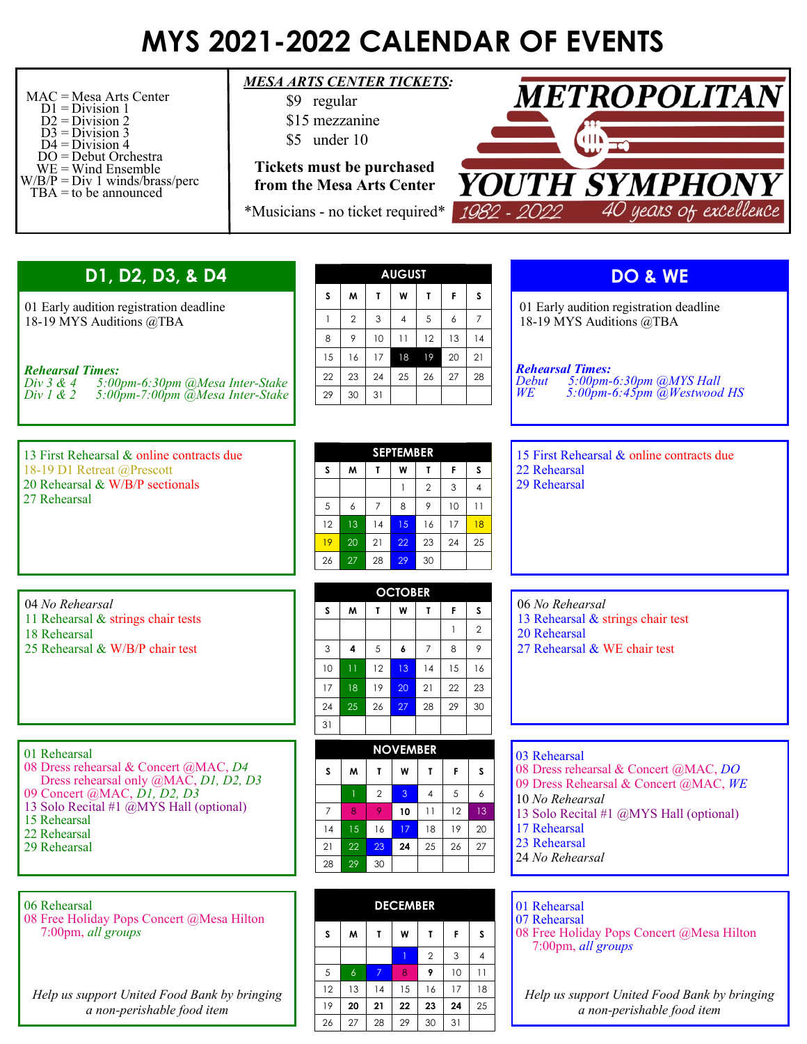# MYS 2021-2022 CALENDAR OF EVENTS

MAC = Mesa Arts Center
D1 = Division 1
D2 = Division 2
D3 = Division 3
D4 = Division 4
DO = Debut Orchestra
WE = Wind Ensemble
W/B/P = Div 1 winds/brass/perc
TBA = to be announced

***MESA ARTS CENTER TICKETS:***

$9 regular
$15 mezzanine
$5 under 10

**Tickets must be purchased from the Mesa Arts Center**

*Musicians - no ticket required*

**METROPOLITAN YOUTH SYMPHONY**
*1982 - 2022 40 years of excellence*

## August

**D1, D2, D3, & D4**

01 Early audition registration deadline
18-19 MYS Auditions @TBA

*Rehearsal Times:*
*Div 3 & 4 5:00pm-6:30pm @Mesa Inter-Stake*
*Div 1 & 2 5:00pm-7:00pm @Mesa Inter-Stake*

| S | M | T | W | T | F | S |
|---|---|---|---|---|---|---|
| 1 | 2 | 3 | 4 | 5 | 6 | 7 |
| 8 | 9 | 10 | 11 | 12 | 13 | 14 |
| 15 | 16 | 17 | 18 | 19 | 20 | 21 |
| 22 | 23 | 24 | 25 | 26 | 27 | 28 |
| 29 | 30 | 31 | | | | |

**DO & WE**

01 Early audition registration deadline
18-19 MYS Auditions @TBA

*Rehearsal Times:*
*Debut 5:00pm-6:30pm @MYS Hall*
*WE 5:00pm-6:45pm @Westwood HS*

## September

**D1, D2, D3, & D4**

13 First Rehearsal & online contracts due
18-19 D1 Retreat @Prescott
20 Rehearsal & W/B/P sectionals
27 Rehearsal

| S | M | T | W | T | F | S |
|---|---|---|---|---|---|---|
| | | | 1 | 2 | 3 | 4 |
| 5 | 6 | 7 | 8 | 9 | 10 | 11 |
| 12 | 13 | 14 | 15 | 16 | 17 | 18 |
| 19 | 20 | 21 | 22 | 23 | 24 | 25 |
| 26 | 27 | 28 | 29 | 30 | | |

**DO & WE**

15 First Rehearsal & online contracts due
22 Rehearsal
29 Rehearsal

## October

**D1, D2, D3, & D4**

04 *No Rehearsal*
11 Rehearsal & strings chair tests
18 Rehearsal
25 Rehearsal & W/B/P chair test

| S | M | T | W | T | F | S |
|---|---|---|---|---|---|---|
| | | | | | 1 | 2 |
| 3 | 4 | 5 | 6 | 7 | 8 | 9 |
| 10 | 11 | 12 | 13 | 14 | 15 | 16 |
| 17 | 18 | 19 | 20 | 21 | 22 | 23 |
| 24 | 25 | 26 | 27 | 28 | 29 | 30 |
| 31 | | | | | | |

**DO & WE**

06 *No Rehearsal*
13 Rehearsal & strings chair test
20 Rehearsal
27 Rehearsal & WE chair test

## November

**D1, D2, D3, & D4**

01 Rehearsal
08 Dress rehearsal & Concert @MAC, *D4*
Dress rehearsal only @MAC, *D1, D2, D3*
09 Concert @MAC, *D1, D2, D3*
13 Solo Recital #1 @MYS Hall (optional)
15 Rehearsal
22 Rehearsal
29 Rehearsal

| S | M | T | W | T | F | S |
|---|---|---|---|---|---|---|
| | 1 | 2 | 3 | 4 | 5 | 6 |
| 7 | 8 | 9 | 10 | 11 | 12 | 13 |
| 14 | 15 | 16 | 17 | 18 | 19 | 20 |
| 21 | 22 | 23 | 24 | 25 | 26 | 27 |
| 28 | 29 | 30 | | | | |

**DO & WE**

03 Rehearsal
08 Dress rehearsal & Concert @MAC, *DO*
09 Dress Rehearsal & Concert @MAC, *WE*
10 *No Rehearsal*
13 Solo Recital #1 @MYS Hall (optional)
17 Rehearsal
23 Rehearsal
24 *No Rehearsal*

## December

**D1, D2, D3, & D4**

06 Rehearsal
08 Free Holiday Pops Concert @Mesa Hilton
7:00pm, *all groups*

*Help us support United Food Bank by bringing a non-perishable food item*

| S | M | T | W | T | F | S |
|---|---|---|---|---|---|---|
| | | | 1 | 2 | 3 | 4 |
| 5 | 6 | 7 | 8 | 9 | 10 | 11 |
| 12 | 13 | 14 | 15 | 16 | 17 | 18 |
| 19 | 20 | 21 | 22 | 23 | 24 | 25 |
| 26 | 27 | 28 | 29 | 30 | 31 | |

**DO & WE**

01 Rehearsal
07 Rehearsal
08 Free Holiday Pops Concert @Mesa Hilton
7:00pm, *all groups*

*Help us support United Food Bank by bringing a non-perishable food item*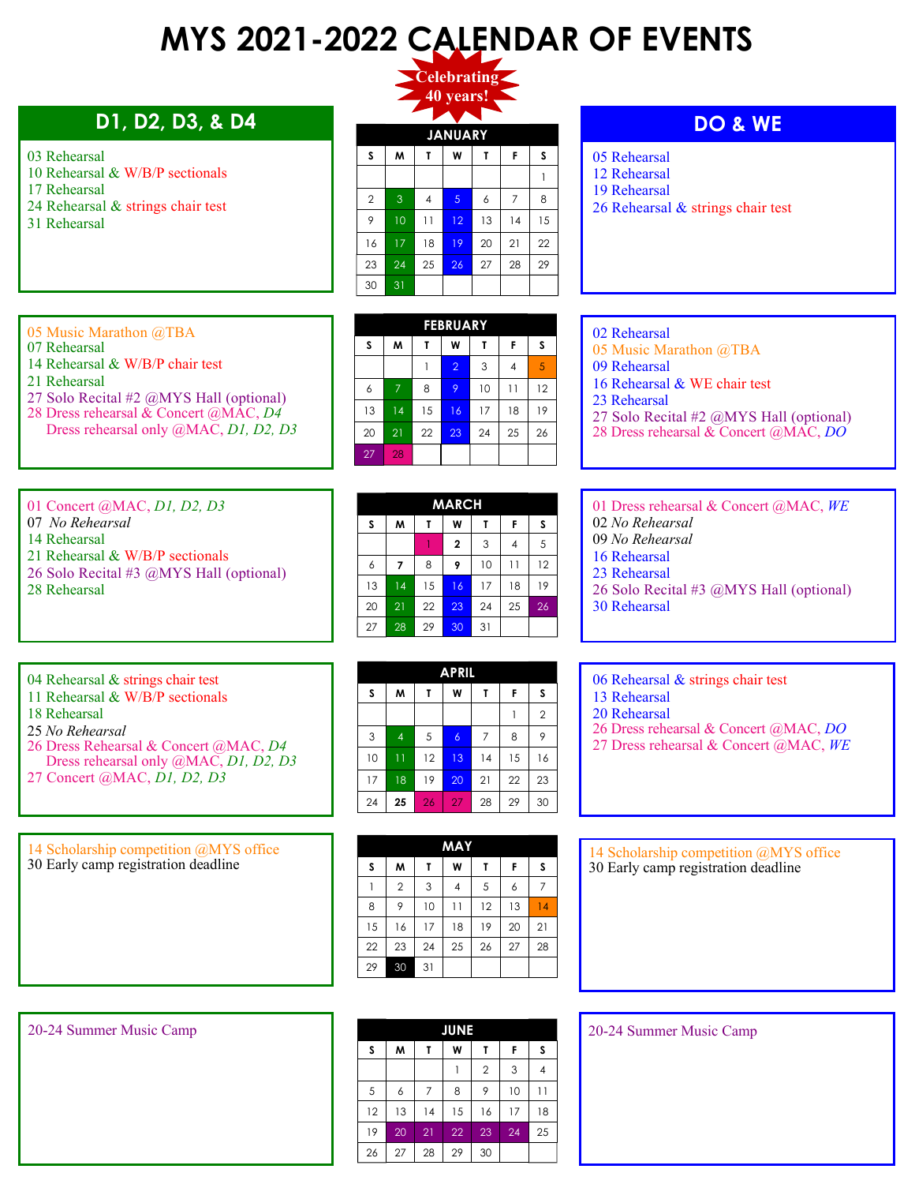# MYS 2021-2022 CALENDAR OF EVENTS

Celebrating 40 years!

## D1, D2, D3, & D4

03 Rehearsal
10 Rehearsal & W/B/P sectionals
17 Rehearsal
24 Rehearsal & strings chair test
31 Rehearsal

### JANUARY

| S | M | T | W | T | F | S |
|---|---|---|---|---|---|---|
| | | | | | | 1 |
| 2 | 3 | 4 | 5 | 6 | 7 | 8 |
| 9 | 10 | 11 | 12 | 13 | 14 | 15 |
| 16 | 17 | 18 | 19 | 20 | 21 | 22 |
| 23 | 24 | 25 | 26 | 27 | 28 | 29 |
| 30 | 31 | | | | | |

## DO & WE

05 Rehearsal
12 Rehearsal
19 Rehearsal
26 Rehearsal & strings chair test

---

**D1, D2, D3, & D4**

05 Music Marathon @TBA
07 Rehearsal
14 Rehearsal & W/B/P chair test
21 Rehearsal
27 Solo Recital #2 @MYS Hall (optional)
28 Dress rehearsal & Concert @MAC, *D4*
Dress rehearsal only @MAC, *D1, D2, D3*

### FEBRUARY

| S | M | T | W | T | F | S |
|---|---|---|---|---|---|---|
| | | 1 | 2 | 3 | 4 | 5 |
| 6 | 7 | 8 | 9 | 10 | 11 | 12 |
| 13 | 14 | 15 | 16 | 17 | 18 | 19 |
| 20 | 21 | 22 | 23 | 24 | 25 | 26 |
| 27 | 28 | | | | | |

**DO & WE**

02 Rehearsal
05 Music Marathon @TBA
09 Rehearsal
16 Rehearsal & WE chair test
23 Rehearsal
27 Solo Recital #2 @MYS Hall (optional)
28 Dress rehearsal & Concert @MAC, *DO*

---

**D1, D2, D3, & D4**

01 Concert @MAC, *D1, D2, D3*
07 *No Rehearsal*
14 Rehearsal
21 Rehearsal & W/B/P sectionals
26 Solo Recital #3 @MYS Hall (optional)
28 Rehearsal

### MARCH

| S | M | T | W | T | F | S |
|---|---|---|---|---|---|---|
| | | 1 | 2 | 3 | 4 | 5 |
| 6 | 7 | 8 | 9 | 10 | 11 | 12 |
| 13 | 14 | 15 | 16 | 17 | 18 | 19 |
| 20 | 21 | 22 | 23 | 24 | 25 | 26 |
| 27 | 28 | 29 | 30 | 31 | | |

**DO & WE**

01 Dress rehearsal & Concert @MAC, *WE*
02 *No Rehearsal*
09 *No Rehearsal*
16 Rehearsal
23 Rehearsal
26 Solo Recital #3 @MYS Hall (optional)
30 Rehearsal

---

**D1, D2, D3, & D4**

04 Rehearsal & strings chair test
11 Rehearsal & W/B/P sectionals
18 Rehearsal
25 *No Rehearsal*
26 Dress Rehearsal & Concert @MAC, *D4*
Dress rehearsal only @MAC, *D1, D2, D3*
27 Concert @MAC, *D1, D2, D3*

### APRIL

| S | M | T | W | T | F | S |
|---|---|---|---|---|---|---|
| | | | | | 1 | 2 |
| 3 | 4 | 5 | 6 | 7 | 8 | 9 |
| 10 | 11 | 12 | 13 | 14 | 15 | 16 |
| 17 | 18 | 19 | 20 | 21 | 22 | 23 |
| 24 | 25 | 26 | 27 | 28 | 29 | 30 |

**DO & WE**

06 Rehearsal & strings chair test
13 Rehearsal
20 Rehearsal
26 Dress rehearsal & Concert @MAC, *DO*
27 Dress rehearsal & Concert @MAC, *WE*

---

**D1, D2, D3, & D4**

14 Scholarship competition @MYS office
30 Early camp registration deadline

### MAY

| S | M | T | W | T | F | S |
|---|---|---|---|---|---|---|
| 1 | 2 | 3 | 4 | 5 | 6 | 7 |
| 8 | 9 | 10 | 11 | 12 | 13 | 14 |
| 15 | 16 | 17 | 18 | 19 | 20 | 21 |
| 22 | 23 | 24 | 25 | 26 | 27 | 28 |
| 29 | 30 | 31 | | | | |

**DO & WE**

14 Scholarship competition @MYS office
30 Early camp registration deadline

---

**D1, D2, D3, & D4**

20-24 Summer Music Camp

### JUNE

| S | M | T | W | T | F | S |
|---|---|---|---|---|---|---|
| | | | 1 | 2 | 3 | 4 |
| 5 | 6 | 7 | 8 | 9 | 10 | 11 |
| 12 | 13 | 14 | 15 | 16 | 17 | 18 |
| 19 | 20 | 21 | 22 | 23 | 24 | 25 |
| 26 | 27 | 28 | 29 | 30 | | |

**DO & WE**

20-24 Summer Music Camp